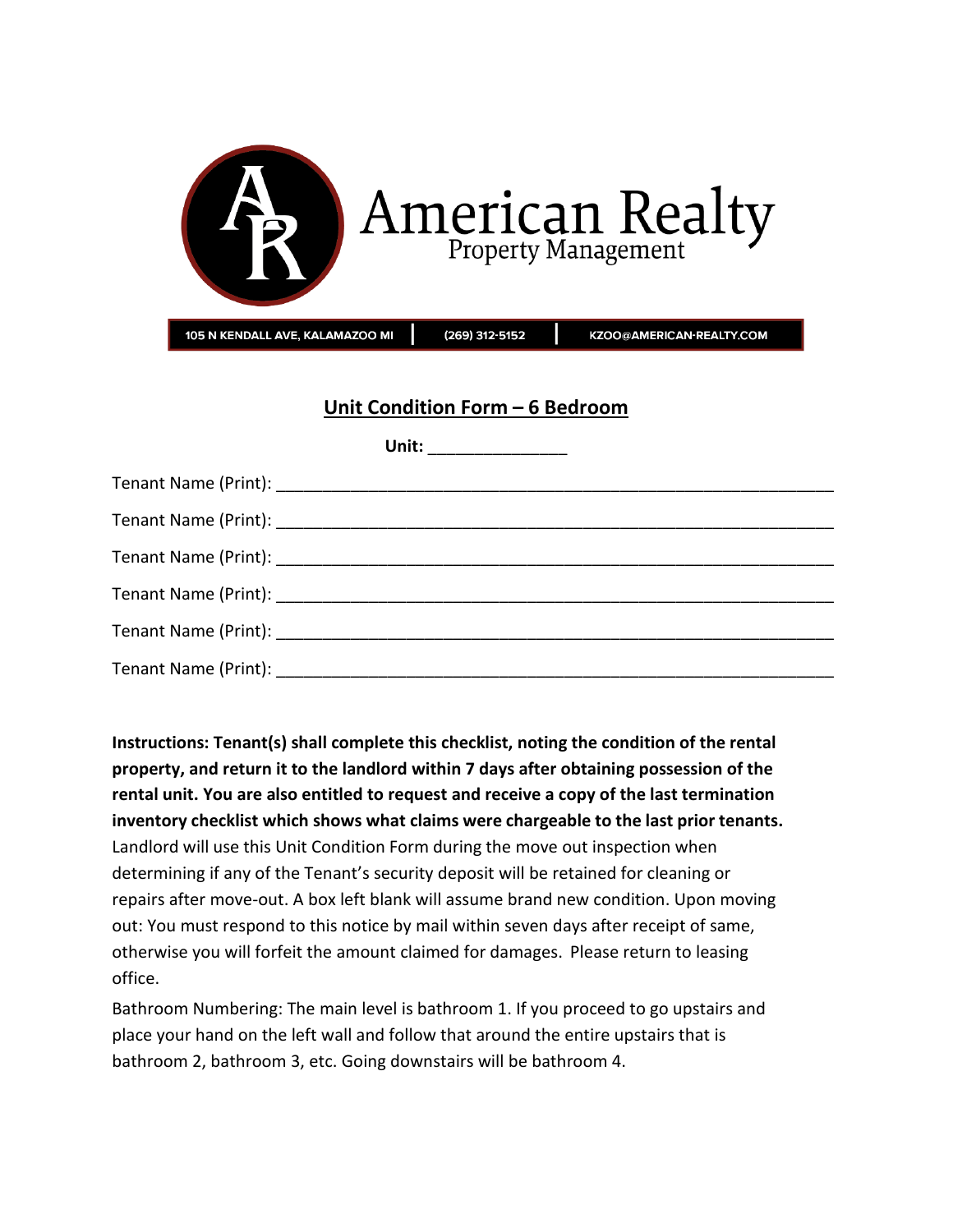American Realty
Property Management

105 N KENDALL AVE, KALAMAZOO MI | (269) 312-5152 | KZOO@AMERICAN-REALTY.COM

## Unit Condition Form – 6 Bedroom

**Unit:** _______________

Tenant Name (Print): ______________________________________________________________

Tenant Name (Print): ______________________________________________________________

Tenant Name (Print): ______________________________________________________________

Tenant Name (Print): ______________________________________________________________

Tenant Name (Print): ______________________________________________________________

Tenant Name (Print): ______________________________________________________________

**Instructions: Tenant(s) shall complete this checklist, noting the condition of the rental property, and return it to the landlord within 7 days after obtaining possession of the rental unit. You are also entitled to request and receive a copy of the last termination inventory checklist which shows what claims were chargeable to the last prior tenants.** Landlord will use this Unit Condition Form during the move out inspection when determining if any of the Tenant's security deposit will be retained for cleaning or repairs after move-out. A box left blank will assume brand new condition. Upon moving out: You must respond to this notice by mail within seven days after receipt of same, otherwise you will forfeit the amount claimed for damages. Please return to leasing office.

Bathroom Numbering: The main level is bathroom 1. If you proceed to go upstairs and place your hand on the left wall and follow that around the entire upstairs that is bathroom 2, bathroom 3, etc. Going downstairs will be bathroom 4.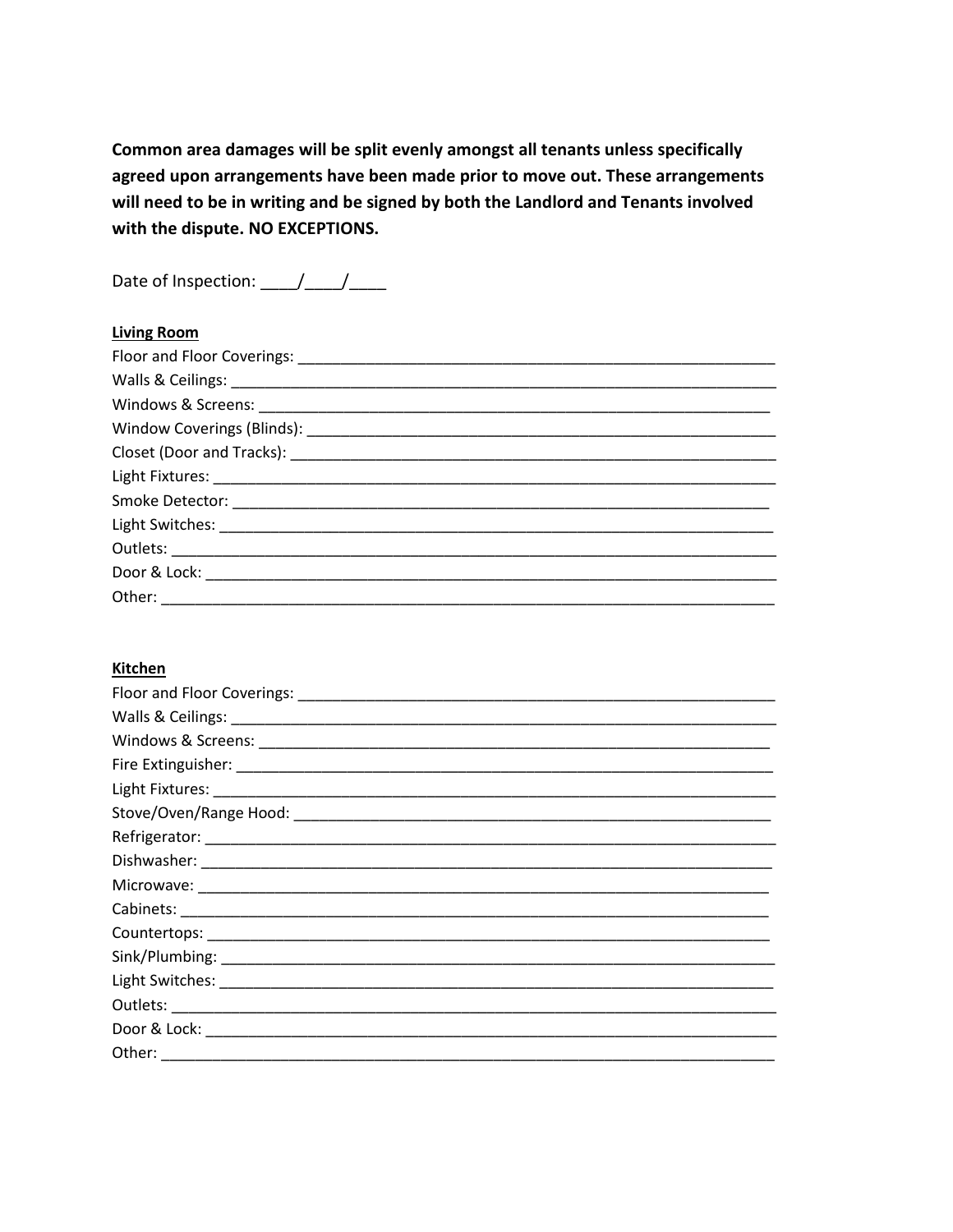**Common area damages will be split evenly amongst all tenants unless specifically agreed upon arrangements have been made prior to move out. These arrangements will need to be in writing and be signed by both the Landlord and Tenants involved with the dispute. NO EXCEPTIONS.**

Date of Inspection: ____/____/____

**Living Room**

Floor and Floor Coverings: ____________________________________________________________

Walls & Ceilings: ____________________________________________________________________

Windows & Screens: _________________________________________________________________

Window Coverings (Blinds): ____________________________________________________________

Closet (Door and Tracks): ______________________________________________________________

Light Fixtures: _______________________________________________________________________

Smoke Detector: _____________________________________________________________________

Light Switches: ______________________________________________________________________

Outlets: ____________________________________________________________________________

Door & Lock: ________________________________________________________________________

Other: _____________________________________________________________________________

**Kitchen**

Floor and Floor Coverings: ____________________________________________________________

Walls & Ceilings: ____________________________________________________________________

Windows & Screens: _________________________________________________________________

Fire Extinguisher: ____________________________________________________________________

Light Fixtures: _______________________________________________________________________

Stove/Oven/Range Hood: ______________________________________________________________

Refrigerator: ________________________________________________________________________

Dishwasher: ________________________________________________________________________

Microwave: _________________________________________________________________________

Cabinets: __________________________________________________________________________

Countertops: ________________________________________________________________________

Sink/Plumbing: ______________________________________________________________________

Light Switches: ______________________________________________________________________

Outlets: ____________________________________________________________________________

Door & Lock: ________________________________________________________________________

Other: _____________________________________________________________________________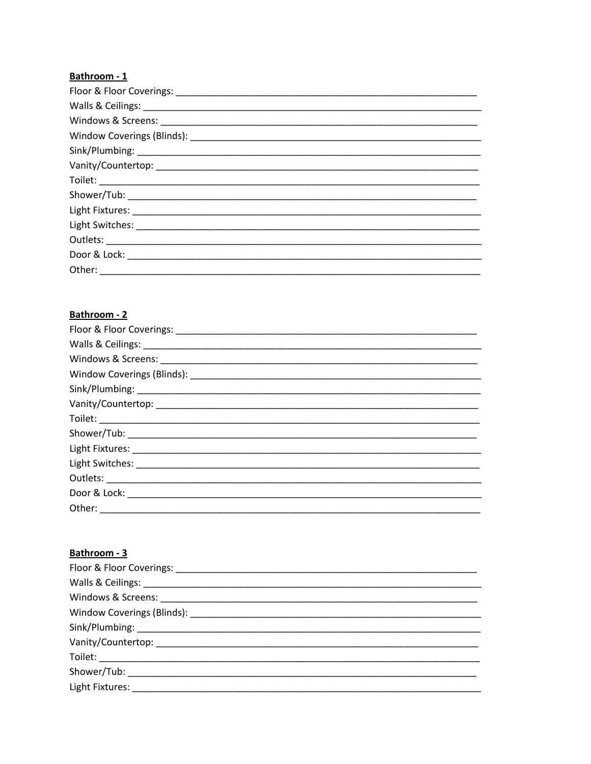**Bathroom - 1**

Floor & Floor Coverings: ___________________________________________________________

Walls & Ceilings: _________________________________________________________________

Windows & Screens: ______________________________________________________________

Window Coverings (Blinds): _________________________________________________________

Sink/Plumbing: __________________________________________________________________

Vanity/Countertop: _______________________________________________________________

Toilet: _________________________________________________________________________

Shower/Tub: ____________________________________________________________________

Light Fixtures: ___________________________________________________________________

Light Switches: __________________________________________________________________

Outlets: ________________________________________________________________________

Door & Lock: ____________________________________________________________________

Other: _________________________________________________________________________

**Bathroom - 2**

Floor & Floor Coverings: ___________________________________________________________

Walls & Ceilings: _________________________________________________________________

Windows & Screens: ______________________________________________________________

Window Coverings (Blinds): _________________________________________________________

Sink/Plumbing: __________________________________________________________________

Vanity/Countertop: _______________________________________________________________

Toilet: _________________________________________________________________________

Shower/Tub: ____________________________________________________________________

Light Fixtures: ___________________________________________________________________

Light Switches: __________________________________________________________________

Outlets: ________________________________________________________________________

Door & Lock: ____________________________________________________________________

Other: _________________________________________________________________________

**Bathroom - 3**

Floor & Floor Coverings: ___________________________________________________________

Walls & Ceilings: _________________________________________________________________

Windows & Screens: ______________________________________________________________

Window Coverings (Blinds): _________________________________________________________

Sink/Plumbing: __________________________________________________________________

Vanity/Countertop: _______________________________________________________________

Toilet: _________________________________________________________________________

Shower/Tub: ____________________________________________________________________

Light Fixtures: ___________________________________________________________________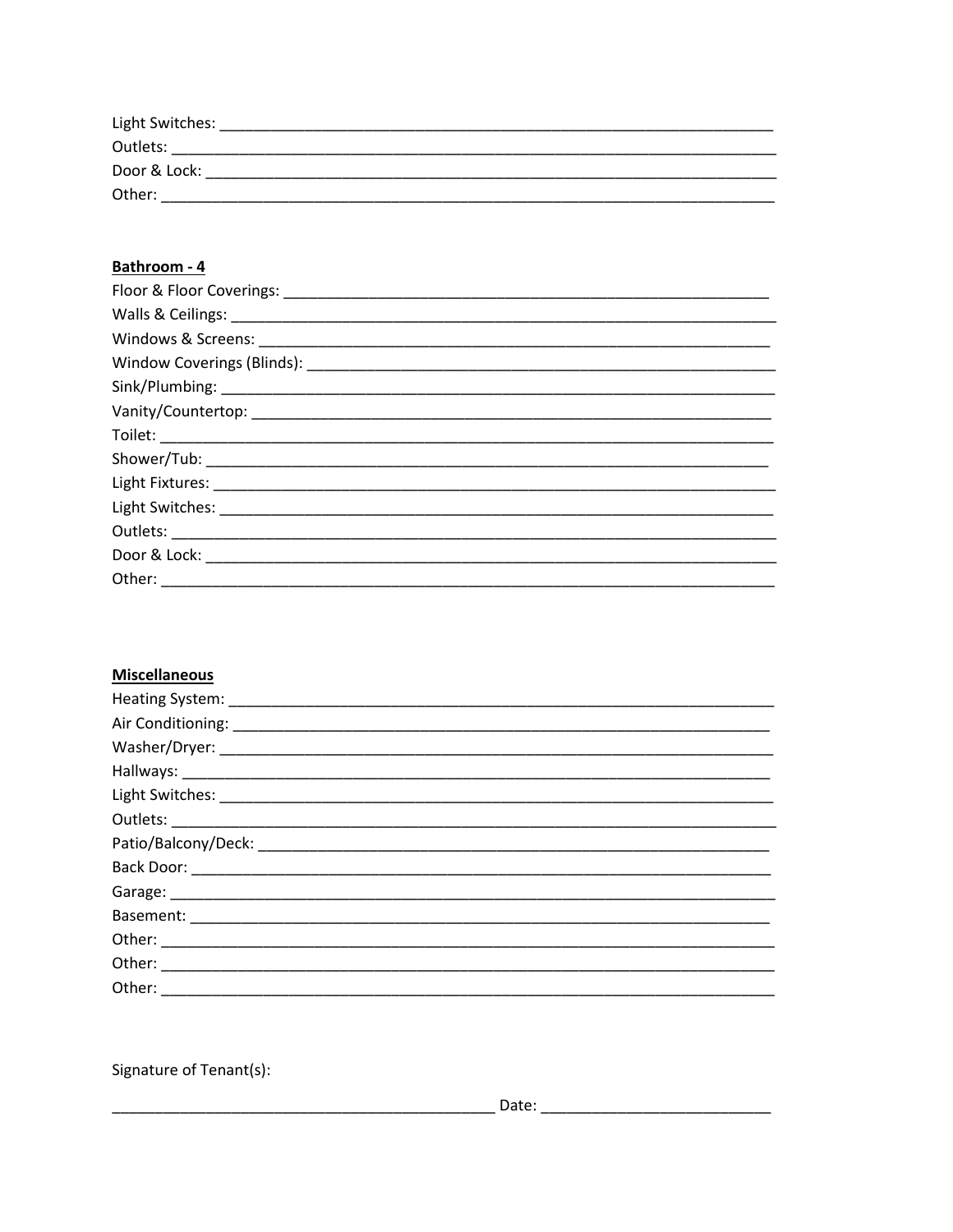Light Switches: ___________________________________________________________________
Outlets: _______________________________________________________________________
Door & Lock: ____________________________________________________________________
Other: _________________________________________________________________________

**Bathroom - 4**

Floor & Floor Coverings: __________________________________________________________
Walls & Ceilings: ________________________________________________________________
Windows & Screens: ______________________________________________________________
Window Coverings (Blinds): ________________________________________________________
Sink/Plumbing: __________________________________________________________________
Vanity/Countertop: _______________________________________________________________
Toilet: _________________________________________________________________________
Shower/Tub: ____________________________________________________________________
Light Fixtures: ___________________________________________________________________
Light Switches: ___________________________________________________________________
Outlets: _______________________________________________________________________
Door & Lock: ____________________________________________________________________
Other: _________________________________________________________________________

**Miscellaneous**

Heating System: _________________________________________________________________
Air Conditioning: _________________________________________________________________
Washer/Dryer: ___________________________________________________________________
Hallways: _______________________________________________________________________
Light Switches: ___________________________________________________________________
Outlets: _______________________________________________________________________
Patio/Balcony/Deck: ______________________________________________________________
Back Door: ______________________________________________________________________
Garage: ________________________________________________________________________
Basement: ______________________________________________________________________
Other: _________________________________________________________________________
Other: _________________________________________________________________________
Other: _________________________________________________________________________

Signature of Tenant(s):

_____________________________________________ Date: __________________________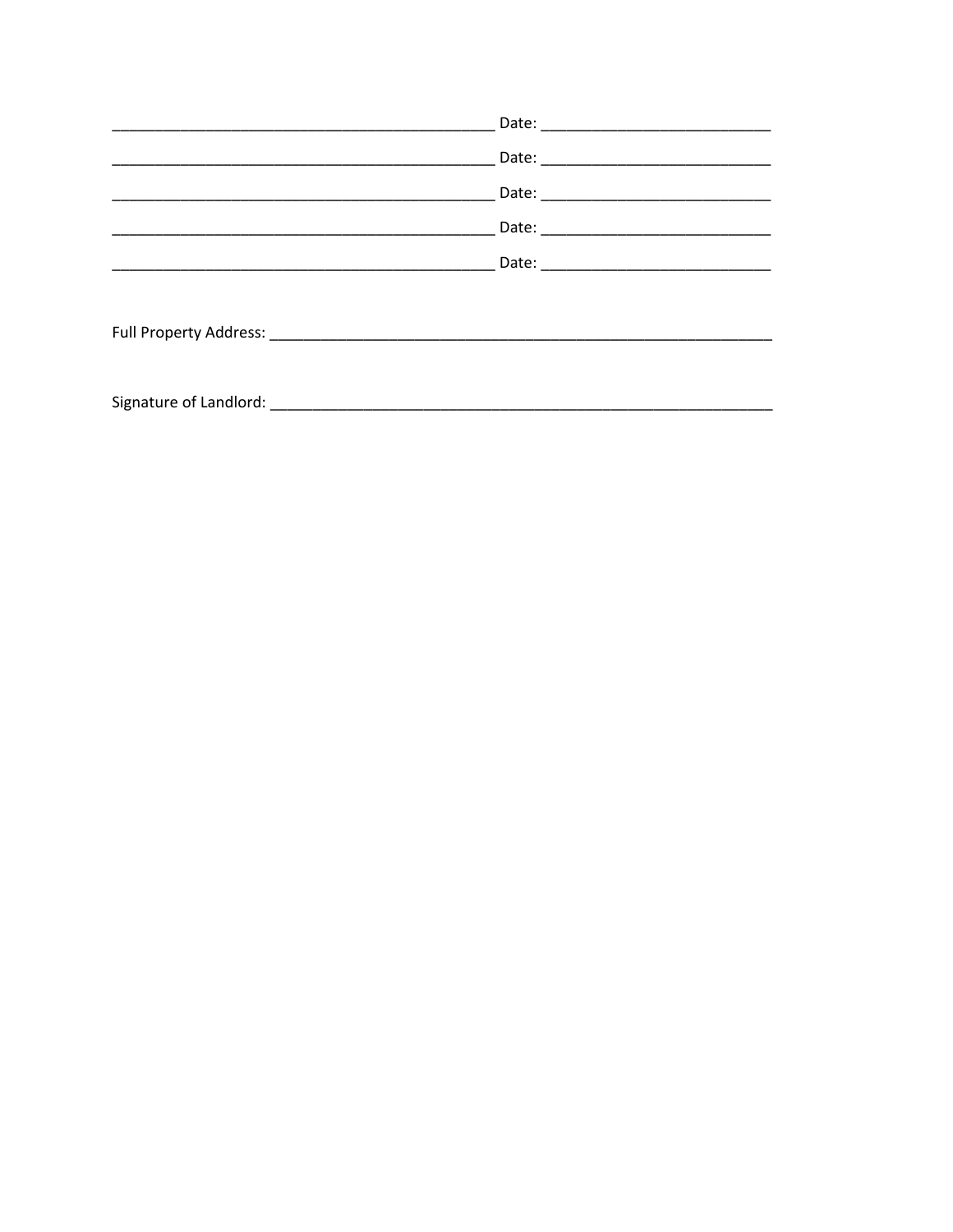_____________________________________________ Date: ___________________________

_____________________________________________ Date: ___________________________

_____________________________________________ Date: ___________________________

_____________________________________________ Date: ___________________________

_____________________________________________ Date: ___________________________

Full Property Address: ____________________________________________________________

Signature of Landlord: ____________________________________________________________